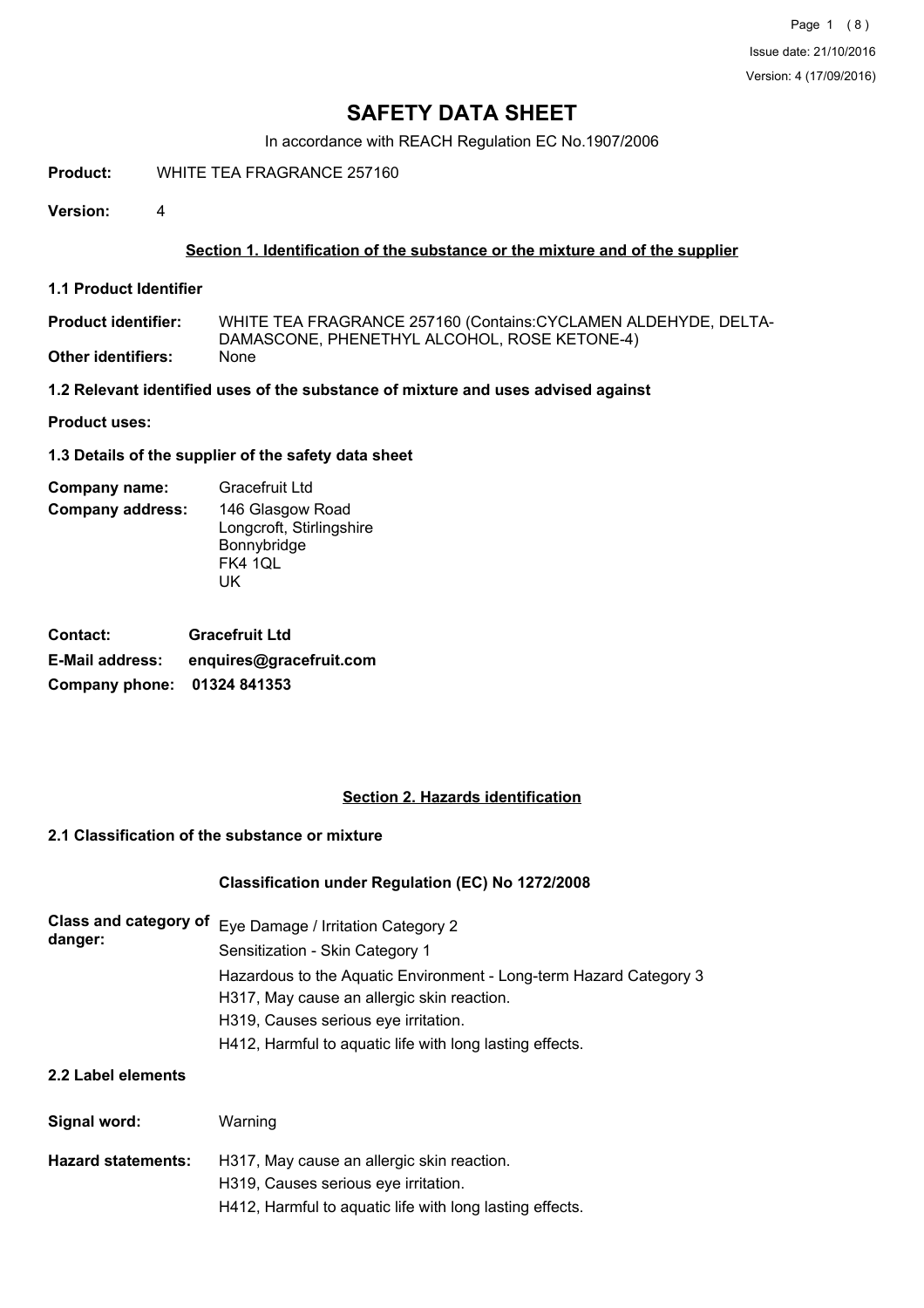# SAFETY DATA SHEET

In accordance with REACH Regulation EC No.1907/2006

**Product:** WHITE TEA FRAGRANCE 257160

**Version:** 4

## Section 1. Identification of the substance or the mixture and of the supplier

### 1.1 Product Identifier

**Product identifier:** WHITE TEA FRAGRANCE 257160 (Contains:CYCLAMEN ALDEHYDE, DELTA-DAMASCONE, PHENETHYL ALCOHOL, ROSE KETONE-4)

**Other identifiers:** None

### 1.2 Relevant identified uses of the substance of mixture and uses advised against

**Product uses:**

### 1.3 Details of the supplier of the safety data sheet

**Company name:** Gracefruit Ltd

**Company address:** 146 Glasgow Road
Longcroft, Stirlingshire
Bonnybridge
FK4 1QL
UK

**Contact:** **Gracefruit Ltd**

**E-Mail address:** **enquires@gracefruit.com**

**Company phone:** **01324 841353**

## Section 2. Hazards identification

### 2.1 Classification of the substance or mixture

**Classification under Regulation (EC) No 1272/2008**

**Class and category of danger:**
Eye Damage / Irritation Category 2
Sensitization - Skin Category 1
Hazardous to the Aquatic Environment - Long-term Hazard Category 3
H317, May cause an allergic skin reaction.
H319, Causes serious eye irritation.
H412, Harmful to aquatic life with long lasting effects.

### 2.2 Label elements

**Signal word:** Warning

**Hazard statements:**
H317, May cause an allergic skin reaction.
H319, Causes serious eye irritation.
H412, Harmful to aquatic life with long lasting effects.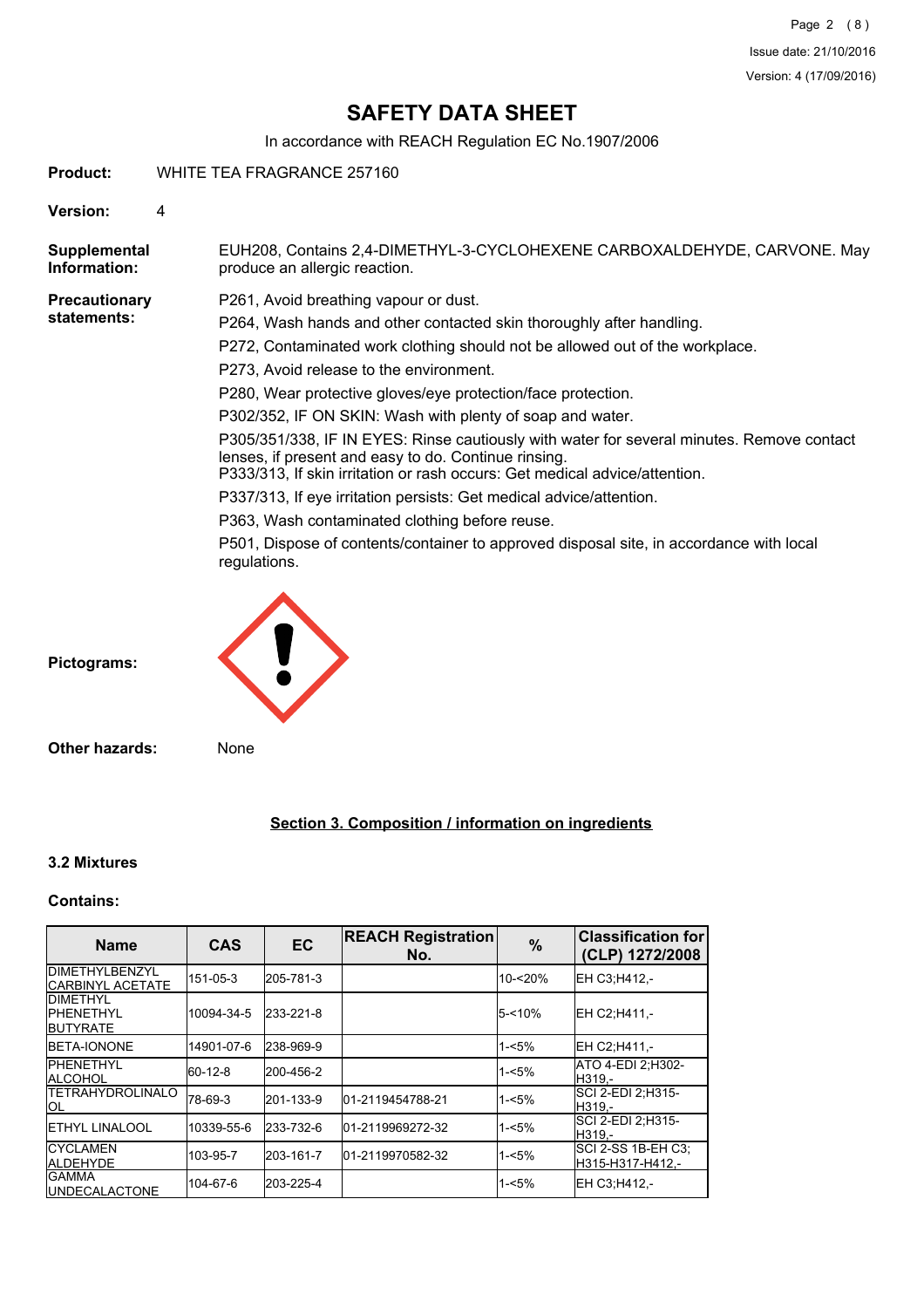# SAFETY DATA SHEET

In accordance with REACH Regulation EC No.1907/2006

**Product:** WHITE TEA FRAGRANCE 257160

**Version:** 4

**Supplemental Information:** EUH208, Contains 2,4-DIMETHYL-3-CYCLOHEXENE CARBOXALDEHYDE, CARVONE. May produce an allergic reaction.

**Precautionary statements:**

P261, Avoid breathing vapour or dust.

P264, Wash hands and other contacted skin thoroughly after handling.

P272, Contaminated work clothing should not be allowed out of the workplace.

P273, Avoid release to the environment.

P280, Wear protective gloves/eye protection/face protection.

P302/352, IF ON SKIN: Wash with plenty of soap and water.

P305/351/338, IF IN EYES: Rinse cautiously with water for several minutes. Remove contact lenses, if present and easy to do. Continue rinsing.
P333/313, If skin irritation or rash occurs: Get medical advice/attention.

P337/313, If eye irritation persists: Get medical advice/attention.

P363, Wash contaminated clothing before reuse.

P501, Dispose of contents/container to approved disposal site, in accordance with local regulations.

**Pictograms:**

**Other hazards:** None

## Section 3. Composition / information on ingredients

### 3.2 Mixtures

**Contains:**

| Name | CAS | EC | REACH Registration No. | % | Classification for (CLP) 1272/2008 |
|---|---|---|---|---|---|
| DIMETHYLBENZYL CARBINYL ACETATE | 151-05-3 | 205-781-3 | | 10-<20% | EH C3;H412,- |
| DIMETHYL PHENETHYL BUTYRATE | 10094-34-5 | 233-221-8 | | 5-<10% | EH C2;H411,- |
| BETA-IONONE | 14901-07-6 | 238-969-9 | | 1-<5% | EH C2;H411,- |
| PHENETHYL ALCOHOL | 60-12-8 | 200-456-2 | | 1-<5% | ATO 4-EDI 2;H302-H319,- |
| TETRAHYDROLINALOOL | 78-69-3 | 201-133-9 | 01-2119454788-21 | 1-<5% | SCI 2-EDI 2;H315-H319,- |
| ETHYL LINALOOL | 10339-55-6 | 233-732-6 | 01-2119969272-32 | 1-<5% | SCI 2-EDI 2;H315-H319,- |
| CYCLAMEN ALDEHYDE | 103-95-7 | 203-161-7 | 01-2119970582-32 | 1-<5% | SCI 2-SS 1B-EH C3;H315-H317-H412,- |
| GAMMA UNDECALACTONE | 104-67-6 | 203-225-4 | | 1-<5% | EH C3;H412,- |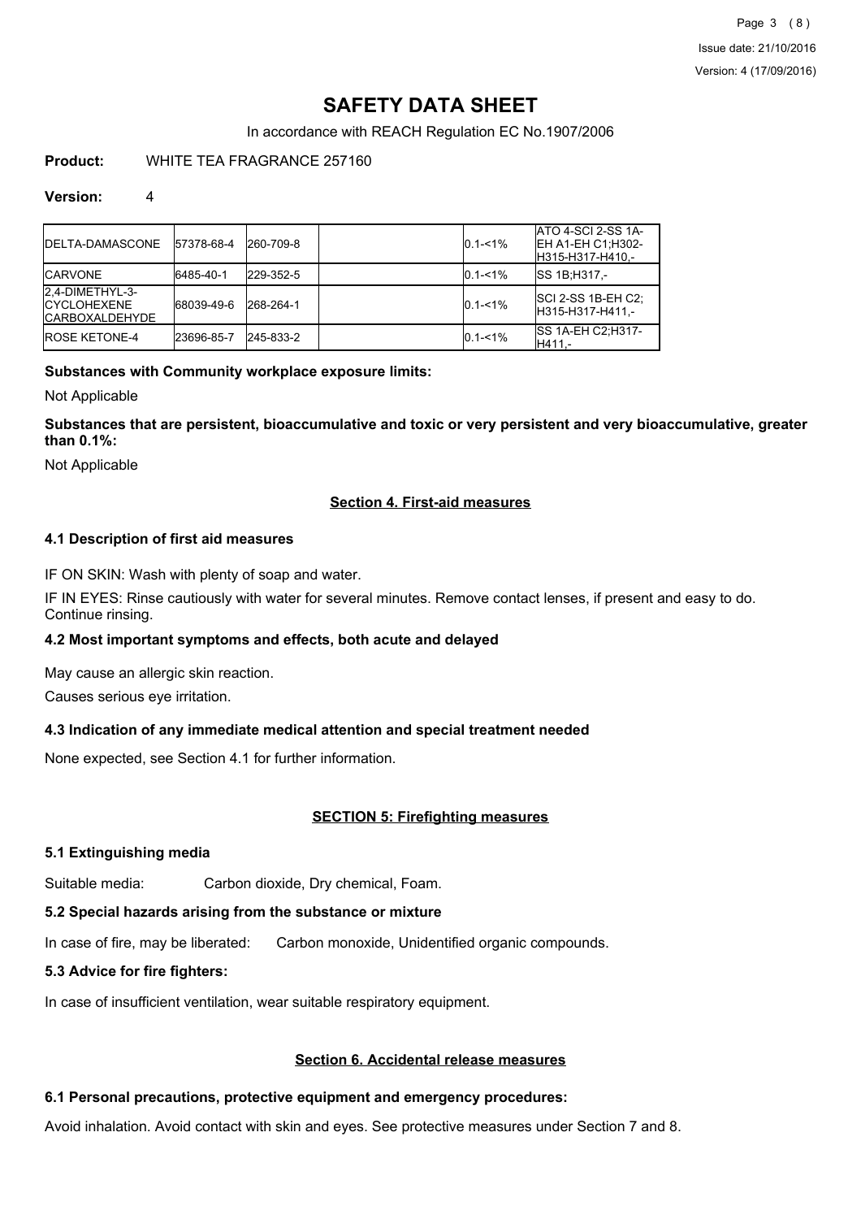# SAFETY DATA SHEET

In accordance with REACH Regulation EC No.1907/2006

**Product:** WHITE TEA FRAGRANCE 257160

**Version:** 4

| | | | | | |
|---|---|---|---|---|---|
| DELTA-DAMASCONE | 57378-68-4 | 260-709-8 | | 0.1-<1% | ATO 4-SCI 2-SS 1A-EH A1-EH C1;H302-H315-H317-H410,- |
| CARVONE | 6485-40-1 | 229-352-5 | | 0.1-<1% | SS 1B;H317,- |
| 2,4-DIMETHYL-3-CYCLOHEXENE CARBOXALDEHYDE | 68039-49-6 | 268-264-1 | | 0.1-<1% | SCI 2-SS 1B-EH C2;H315-H317-H411,- |
| ROSE KETONE-4 | 23696-85-7 | 245-833-2 | | 0.1-<1% | SS 1A-EH C2;H317-H411,- |

**Substances with Community workplace exposure limits:**

Not Applicable

**Substances that are persistent, bioaccumulative and toxic or very persistent and very bioaccumulative, greater than 0.1%:**

Not Applicable

## Section 4. First-aid measures

### 4.1 Description of first aid measures

IF ON SKIN: Wash with plenty of soap and water.

IF IN EYES: Rinse cautiously with water for several minutes. Remove contact lenses, if present and easy to do. Continue rinsing.

### 4.2 Most important symptoms and effects, both acute and delayed

May cause an allergic skin reaction.

Causes serious eye irritation.

### 4.3 Indication of any immediate medical attention and special treatment needed

None expected, see Section 4.1 for further information.

## SECTION 5: Firefighting measures

### 5.1 Extinguishing media

Suitable media: Carbon dioxide, Dry chemical, Foam.

### 5.2 Special hazards arising from the substance or mixture

In case of fire, may be liberated: Carbon monoxide, Unidentified organic compounds.

### 5.3 Advice for fire fighters:

In case of insufficient ventilation, wear suitable respiratory equipment.

## Section 6. Accidental release measures

### 6.1 Personal precautions, protective equipment and emergency procedures:

Avoid inhalation. Avoid contact with skin and eyes. See protective measures under Section 7 and 8.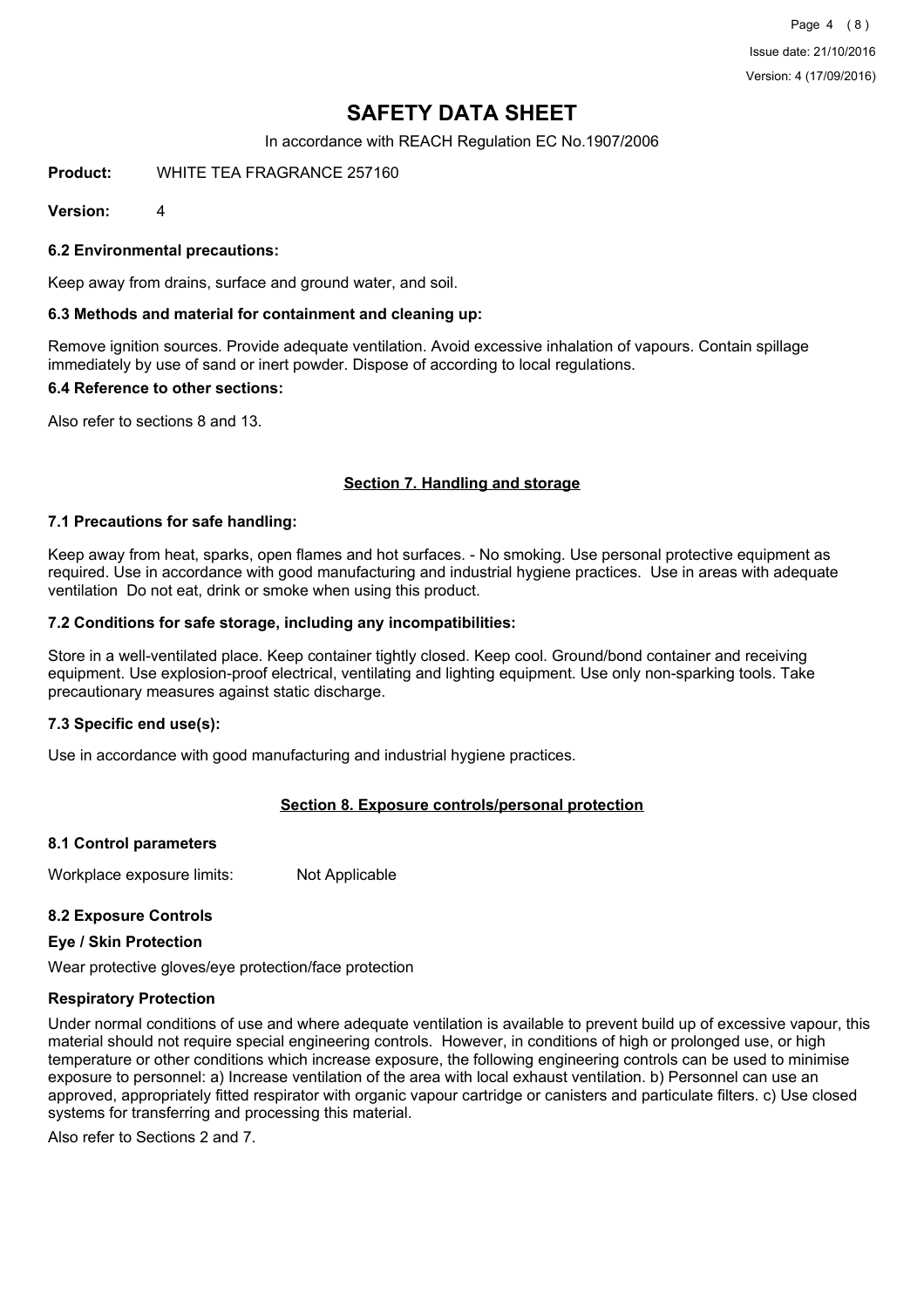# SAFETY DATA SHEET

In accordance with REACH Regulation EC No.1907/2006

**Product:** WHITE TEA FRAGRANCE 257160

**Version:** 4

### 6.2 Environmental precautions:

Keep away from drains, surface and ground water, and soil.

### 6.3 Methods and material for containment and cleaning up:

Remove ignition sources. Provide adequate ventilation. Avoid excessive inhalation of vapours. Contain spillage immediately by use of sand or inert powder. Dispose of according to local regulations.

### 6.4 Reference to other sections:

Also refer to sections 8 and 13.

## Section 7. Handling and storage

### 7.1 Precautions for safe handling:

Keep away from heat, sparks, open flames and hot surfaces. - No smoking. Use personal protective equipment as required. Use in accordance with good manufacturing and industrial hygiene practices. Use in areas with adequate ventilation Do not eat, drink or smoke when using this product.

### 7.2 Conditions for safe storage, including any incompatibilities:

Store in a well-ventilated place. Keep container tightly closed. Keep cool. Ground/bond container and receiving equipment. Use explosion-proof electrical, ventilating and lighting equipment. Use only non-sparking tools. Take precautionary measures against static discharge.

### 7.3 Specific end use(s):

Use in accordance with good manufacturing and industrial hygiene practices.

## Section 8. Exposure controls/personal protection

### 8.1 Control parameters

Workplace exposure limits: Not Applicable

### 8.2 Exposure Controls

#### Eye / Skin Protection

Wear protective gloves/eye protection/face protection

#### Respiratory Protection

Under normal conditions of use and where adequate ventilation is available to prevent build up of excessive vapour, this material should not require special engineering controls. However, in conditions of high or prolonged use, or high temperature or other conditions which increase exposure, the following engineering controls can be used to minimise exposure to personnel: a) Increase ventilation of the area with local exhaust ventilation. b) Personnel can use an approved, appropriately fitted respirator with organic vapour cartridge or canisters and particulate filters. c) Use closed systems for transferring and processing this material.

Also refer to Sections 2 and 7.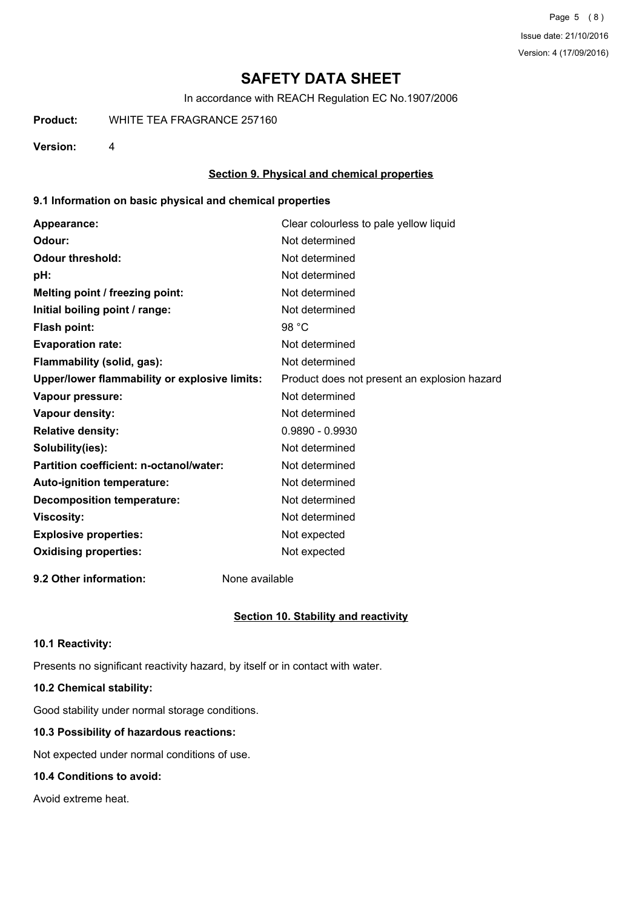# SAFETY DATA SHEET

In accordance with REACH Regulation EC No.1907/2006

**Product:** WHITE TEA FRAGRANCE 257160

**Version:** 4

## Section 9. Physical and chemical properties

### 9.1 Information on basic physical and chemical properties

| | |
|---|---|
| **Appearance:** | Clear colourless to pale yellow liquid |
| **Odour:** | Not determined |
| **Odour threshold:** | Not determined |
| **pH:** | Not determined |
| **Melting point / freezing point:** | Not determined |
| **Initial boiling point / range:** | Not determined |
| **Flash point:** | 98 °C |
| **Evaporation rate:** | Not determined |
| **Flammability (solid, gas):** | Not determined |
| **Upper/lower flammability or explosive limits:** | Product does not present an explosion hazard |
| **Vapour pressure:** | Not determined |
| **Vapour density:** | Not determined |
| **Relative density:** | 0.9890 - 0.9930 |
| **Solubility(ies):** | Not determined |
| **Partition coefficient: n-octanol/water:** | Not determined |
| **Auto-ignition temperature:** | Not determined |
| **Decomposition temperature:** | Not determined |
| **Viscosity:** | Not determined |
| **Explosive properties:** | Not expected |
| **Oxidising properties:** | Not expected |

**9.2 Other information:** None available

## Section 10. Stability and reactivity

### 10.1 Reactivity:

Presents no significant reactivity hazard, by itself or in contact with water.

### 10.2 Chemical stability:

Good stability under normal storage conditions.

### 10.3 Possibility of hazardous reactions:

Not expected under normal conditions of use.

### 10.4 Conditions to avoid:

Avoid extreme heat.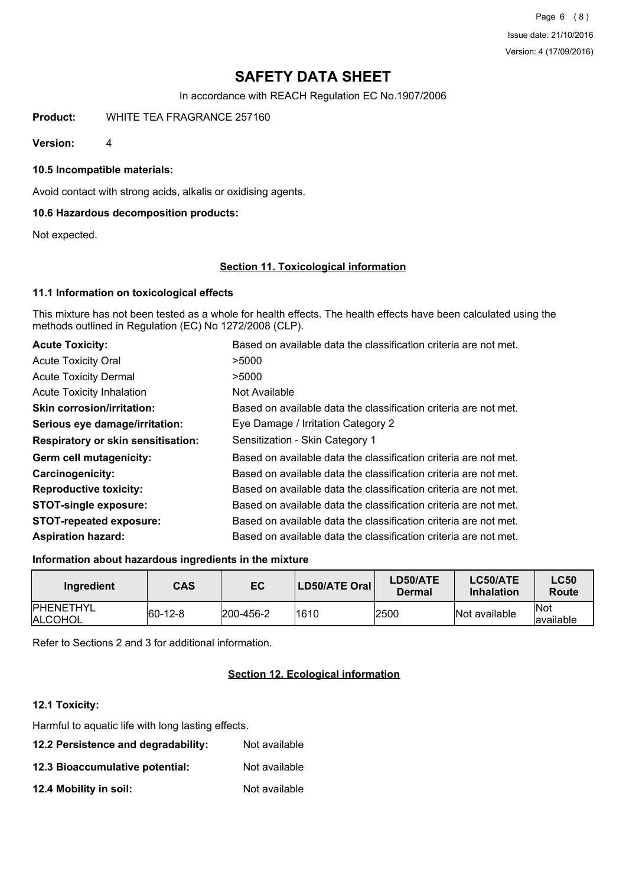# SAFETY DATA SHEET

In accordance with REACH Regulation EC No.1907/2006

**Product:** WHITE TEA FRAGRANCE 257160

**Version:** 4

### 10.5 Incompatible materials:

Avoid contact with strong acids, alkalis or oxidising agents.

### 10.6 Hazardous decomposition products:

Not expected.

## Section 11. Toxicological information

### 11.1 Information on toxicological effects

This mixture has not been tested as a whole for health effects. The health effects have been calculated using the methods outlined in Regulation (EC) No 1272/2008 (CLP).

| | |
|---|---|
| **Acute Toxicity:** | Based on available data the classification criteria are not met. |
| Acute Toxicity Oral | >5000 |
| Acute Toxicity Dermal | >5000 |
| Acute Toxicity Inhalation | Not Available |
| **Skin corrosion/irritation:** | Based on available data the classification criteria are not met. |
| **Serious eye damage/irritation:** | Eye Damage / Irritation Category 2 |
| **Respiratory or skin sensitisation:** | Sensitization - Skin Category 1 |
| **Germ cell mutagenicity:** | Based on available data the classification criteria are not met. |
| **Carcinogenicity:** | Based on available data the classification criteria are not met. |
| **Reproductive toxicity:** | Based on available data the classification criteria are not met. |
| **STOT-single exposure:** | Based on available data the classification criteria are not met. |
| **STOT-repeated exposure:** | Based on available data the classification criteria are not met. |
| **Aspiration hazard:** | Based on available data the classification criteria are not met. |

### Information about hazardous ingredients in the mixture

| Ingredient | CAS | EC | LD50/ATE Oral | LD50/ATE Dermal | LC50/ATE Inhalation | LC50 Route |
|---|---|---|---|---|---|---|
| PHENETHYL ALCOHOL | 60-12-8 | 200-456-2 | 1610 | 2500 | Not available | Not available |

Refer to Sections 2 and 3 for additional information.

## Section 12. Ecological information

### 12.1 Toxicity:

Harmful to aquatic life with long lasting effects.

**12.2 Persistence and degradability:** Not available

**12.3 Bioaccumulative potential:** Not available

**12.4 Mobility in soil:** Not available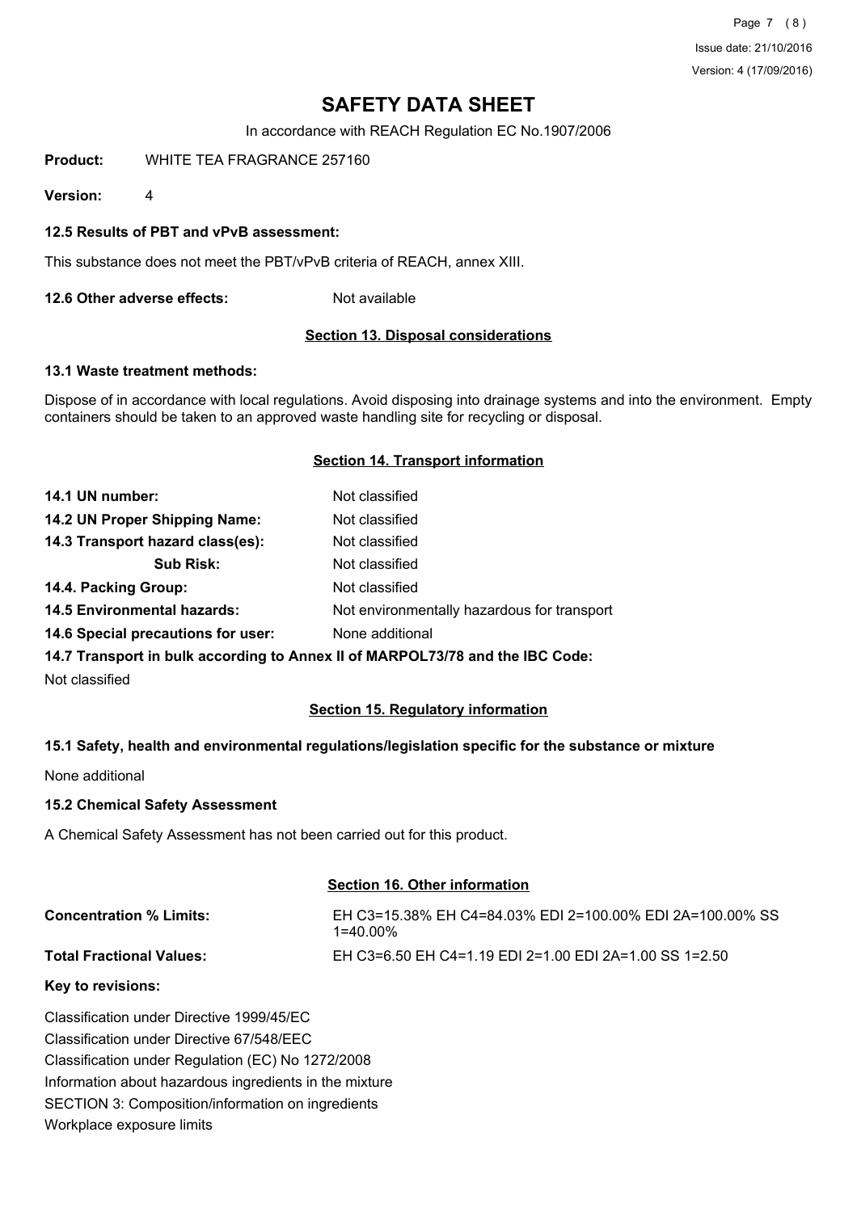# SAFETY DATA SHEET

In accordance with REACH Regulation EC No.1907/2006

**Product:** WHITE TEA FRAGRANCE 257160

**Version:** 4

### 12.5 Results of PBT and vPvB assessment:

This substance does not meet the PBT/vPvB criteria of REACH, annex XIII.

**12.6 Other adverse effects:** Not available

## Section 13. Disposal considerations

### 13.1 Waste treatment methods:

Dispose of in accordance with local regulations. Avoid disposing into drainage systems and into the environment. Empty containers should be taken to an approved waste handling site for recycling or disposal.

## Section 14. Transport information

| | |
|---|---|
| **14.1 UN number:** | Not classified |
| **14.2 UN Proper Shipping Name:** | Not classified |
| **14.3 Transport hazard class(es):** | Not classified |
| **Sub Risk:** | Not classified |
| **14.4. Packing Group:** | Not classified |
| **14.5 Environmental hazards:** | Not environmentally hazardous for transport |
| **14.6 Special precautions for user:** | None additional |

**14.7 Transport in bulk according to Annex II of MARPOL73/78 and the IBC Code:**

Not classified

## Section 15. Regulatory information

### 15.1 Safety, health and environmental regulations/legislation specific for the substance or mixture

None additional

### 15.2 Chemical Safety Assessment

A Chemical Safety Assessment has not been carried out for this product.

## Section 16. Other information

| | |
|---|---|
| **Concentration % Limits:** | EH C3=15.38% EH C4=84.03% EDI 2=100.00% EDI 2A=100.00% SS 1=40.00% |
| **Total Fractional Values:** | EH C3=6.50 EH C4=1.19 EDI 2=1.00 EDI 2A=1.00 SS 1=2.50 |

**Key to revisions:**

Classification under Directive 1999/45/EC
Classification under Directive 67/548/EEC
Classification under Regulation (EC) No 1272/2008
Information about hazardous ingredients in the mixture
SECTION 3: Composition/information on ingredients
Workplace exposure limits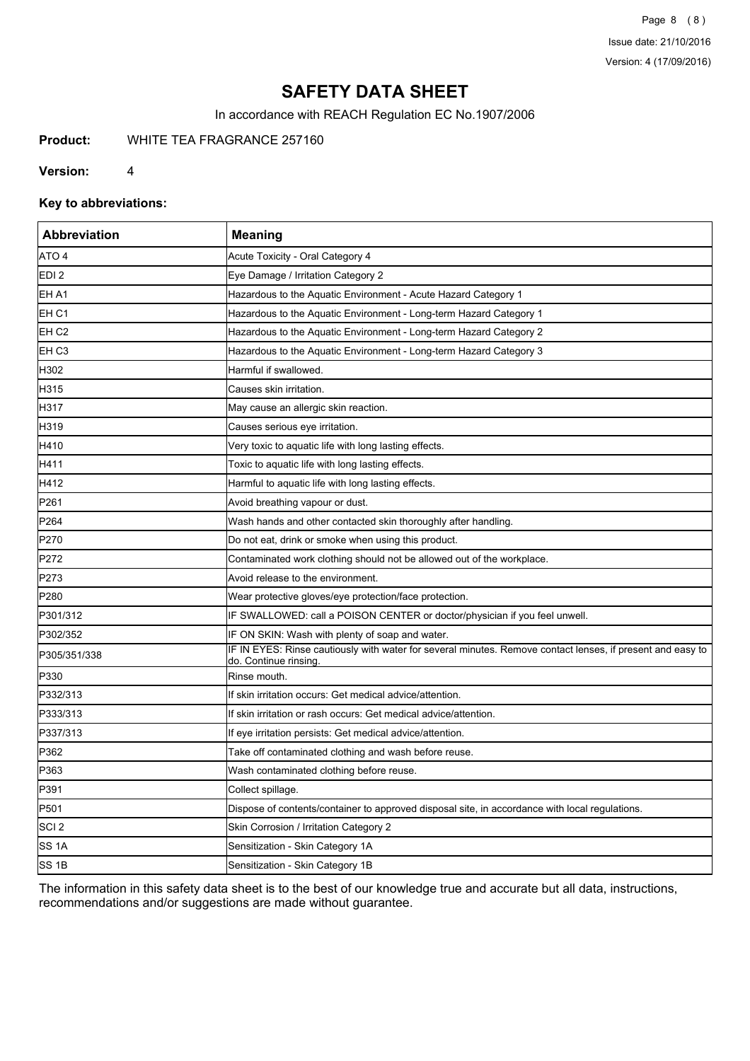# SAFETY DATA SHEET

In accordance with REACH Regulation EC No.1907/2006

**Product:** WHITE TEA FRAGRANCE 257160

**Version:** 4

**Key to abbreviations:**

| Abbreviation | Meaning |
|---|---|
| ATO 4 | Acute Toxicity - Oral Category 4 |
| EDI 2 | Eye Damage / Irritation Category 2 |
| EH A1 | Hazardous to the Aquatic Environment - Acute Hazard Category 1 |
| EH C1 | Hazardous to the Aquatic Environment - Long-term Hazard Category 1 |
| EH C2 | Hazardous to the Aquatic Environment - Long-term Hazard Category 2 |
| EH C3 | Hazardous to the Aquatic Environment - Long-term Hazard Category 3 |
| H302 | Harmful if swallowed. |
| H315 | Causes skin irritation. |
| H317 | May cause an allergic skin reaction. |
| H319 | Causes serious eye irritation. |
| H410 | Very toxic to aquatic life with long lasting effects. |
| H411 | Toxic to aquatic life with long lasting effects. |
| H412 | Harmful to aquatic life with long lasting effects. |
| P261 | Avoid breathing vapour or dust. |
| P264 | Wash hands and other contacted skin thoroughly after handling. |
| P270 | Do not eat, drink or smoke when using this product. |
| P272 | Contaminated work clothing should not be allowed out of the workplace. |
| P273 | Avoid release to the environment. |
| P280 | Wear protective gloves/eye protection/face protection. |
| P301/312 | IF SWALLOWED: call a POISON CENTER or doctor/physician if you feel unwell. |
| P302/352 | IF ON SKIN: Wash with plenty of soap and water. |
| P305/351/338 | IF IN EYES: Rinse cautiously with water for several minutes. Remove contact lenses, if present and easy to do. Continue rinsing. |
| P330 | Rinse mouth. |
| P332/313 | If skin irritation occurs: Get medical advice/attention. |
| P333/313 | If skin irritation or rash occurs: Get medical advice/attention. |
| P337/313 | If eye irritation persists: Get medical advice/attention. |
| P362 | Take off contaminated clothing and wash before reuse. |
| P363 | Wash contaminated clothing before reuse. |
| P391 | Collect spillage. |
| P501 | Dispose of contents/container to approved disposal site, in accordance with local regulations. |
| SCI 2 | Skin Corrosion / Irritation Category 2 |
| SS 1A | Sensitization - Skin Category 1A |
| SS 1B | Sensitization - Skin Category 1B |

The information in this safety data sheet is to the best of our knowledge true and accurate but all data, instructions, recommendations and/or suggestions are made without guarantee.